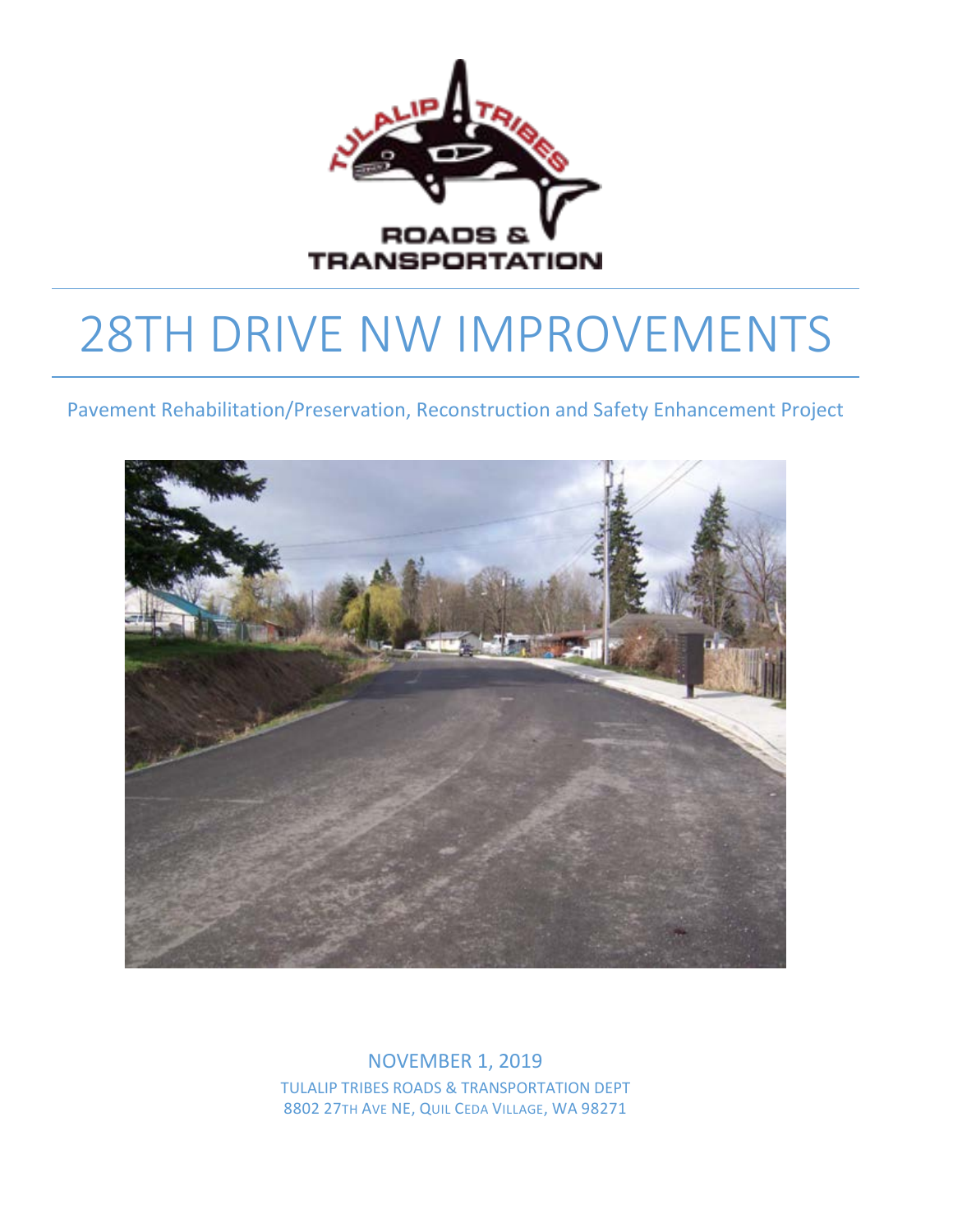# 28TH DRIVE NW IMPROVEMENTS

Pavement Rehabilitation/Preservation, Reconstruction and Safety Enhancement Project

NOVEMBER 1, 2019

TULALIP TRIBES ROADS & TRANSPORTATION DEPT

8802 27TH AVE NE, QUIL CEDA VILLAGE, WA 98271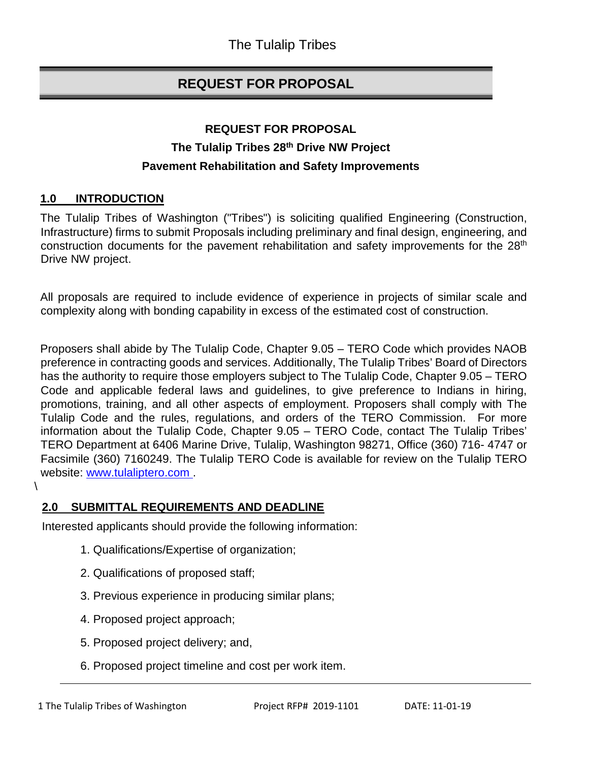The Tulalip Tribes

## REQUEST FOR PROPOSAL

**REQUEST FOR PROPOSAL**

**The Tulalip Tribes 28th Drive NW Project**

**Pavement Rehabilitation and Safety Improvements**

### 1.0 INTRODUCTION

The Tulalip Tribes of Washington ("Tribes") is soliciting qualified Engineering (Construction, Infrastructure) firms to submit Proposals including preliminary and final design, engineering, and construction documents for the pavement rehabilitation and safety improvements for the 28th Drive NW project.

All proposals are required to include evidence of experience in projects of similar scale and complexity along with bonding capability in excess of the estimated cost of construction.

Proposers shall abide by The Tulalip Code, Chapter 9.05 – TERO Code which provides NAOB preference in contracting goods and services. Additionally, The Tulalip Tribes' Board of Directors has the authority to require those employers subject to The Tulalip Code, Chapter 9.05 – TERO Code and applicable federal laws and guidelines, to give preference to Indians in hiring, promotions, training, and all other aspects of employment. Proposers shall comply with The Tulalip Code and the rules, regulations, and orders of the TERO Commission. For more information about the Tulalip Code, Chapter 9.05 – TERO Code, contact The Tulalip Tribes' TERO Department at 6406 Marine Drive, Tulalip, Washington 98271, Office (360) 716- 4747 or Facsimile (360) 7160249. The Tulalip TERO Code is available for review on the Tulalip TERO website: [www.tulaliptero.com](http://www.tulaliptero.com) .

\

### 2.0 SUBMITTAL REQUIREMENTS AND DEADLINE

Interested applicants should provide the following information:

1. Qualifications/Expertise of organization;
2. Qualifications of proposed staff;
3. Previous experience in producing similar plans;
4. Proposed project approach;
5. Proposed project delivery; and,
6. Proposed project timeline and cost per work item.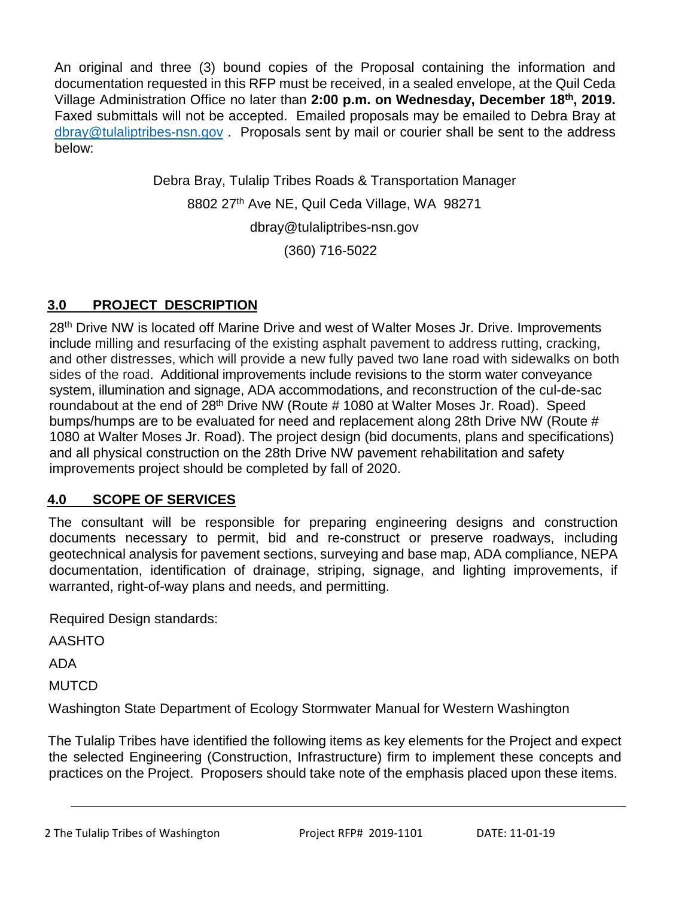An original and three (3) bound copies of the Proposal containing the information and documentation requested in this RFP must be received, in a sealed envelope, at the Quil Ceda Village Administration Office no later than **2:00 p.m. on Wednesday, December 18th, 2019.** Faxed submittals will not be accepted. Emailed proposals may be emailed to Debra Bray at dbray@tulaliptribes-nsn.gov . Proposals sent by mail or courier shall be sent to the address below:

Debra Bray, Tulalip Tribes Roads & Transportation Manager

8802 27th Ave NE, Quil Ceda Village, WA 98271

dbray@tulaliptribes-nsn.gov

(360) 716-5022

## 3.0 PROJECT DESCRIPTION

28th Drive NW is located off Marine Drive and west of Walter Moses Jr. Drive. Improvements include milling and resurfacing of the existing asphalt pavement to address rutting, cracking, and other distresses, which will provide a new fully paved two lane road with sidewalks on both sides of the road. Additional improvements include revisions to the storm water conveyance system, illumination and signage, ADA accommodations, and reconstruction of the cul-de-sac roundabout at the end of 28th Drive NW (Route # 1080 at Walter Moses Jr. Road). Speed bumps/humps are to be evaluated for need and replacement along 28th Drive NW (Route # 1080 at Walter Moses Jr. Road). The project design (bid documents, plans and specifications) and all physical construction on the 28th Drive NW pavement rehabilitation and safety improvements project should be completed by fall of 2020.

## 4.0 SCOPE OF SERVICES

The consultant will be responsible for preparing engineering designs and construction documents necessary to permit, bid and re-construct or preserve roadways, including geotechnical analysis for pavement sections, surveying and base map, ADA compliance, NEPA documentation, identification of drainage, striping, signage, and lighting improvements, if warranted, right-of-way plans and needs, and permitting.

Required Design standards:

AASHTO

ADA

MUTCD

Washington State Department of Ecology Stormwater Manual for Western Washington

The Tulalip Tribes have identified the following items as key elements for the Project and expect the selected Engineering (Construction, Infrastructure) firm to implement these concepts and practices on the Project. Proposers should take note of the emphasis placed upon these items.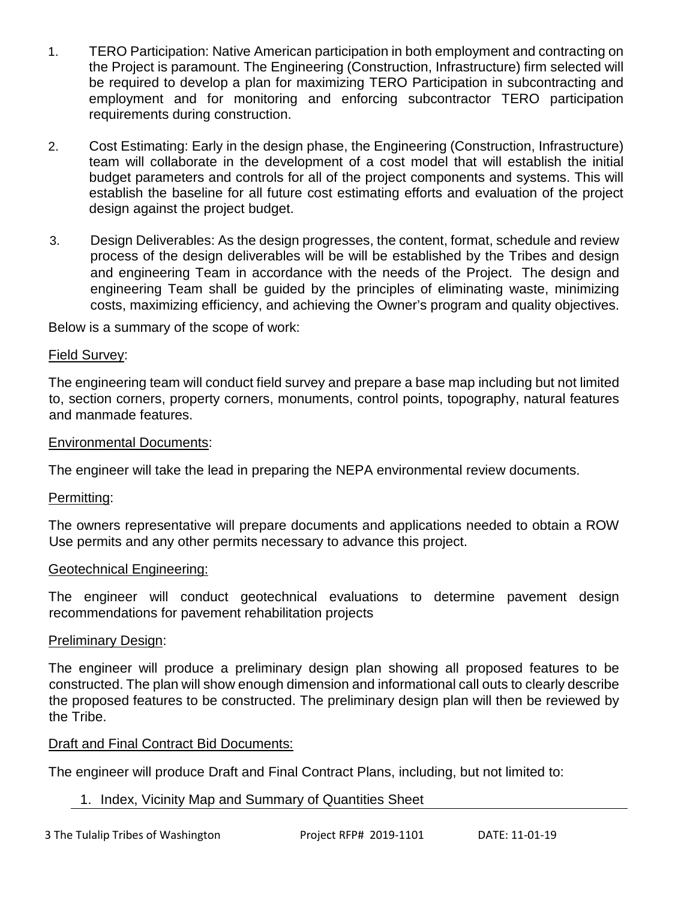1. TERO Participation: Native American participation in both employment and contracting on the Project is paramount. The Engineering (Construction, Infrastructure) firm selected will be required to develop a plan for maximizing TERO Participation in subcontracting and employment and for monitoring and enforcing subcontractor TERO participation requirements during construction.

2. Cost Estimating: Early in the design phase, the Engineering (Construction, Infrastructure) team will collaborate in the development of a cost model that will establish the initial budget parameters and controls for all of the project components and systems. This will establish the baseline for all future cost estimating efforts and evaluation of the project design against the project budget.

3. Design Deliverables: As the design progresses, the content, format, schedule and review process of the design deliverables will be will be established by the Tribes and design and engineering Team in accordance with the needs of the Project. The design and engineering Team shall be guided by the principles of eliminating waste, minimizing costs, maximizing efficiency, and achieving the Owner's program and quality objectives.

Below is a summary of the scope of work:

<u>Field Survey</u>:

The engineering team will conduct field survey and prepare a base map including but not limited to, section corners, property corners, monuments, control points, topography, natural features and manmade features.

<u>Environmental Documents</u>:

The engineer will take the lead in preparing the NEPA environmental review documents.

<u>Permitting</u>:

The owners representative will prepare documents and applications needed to obtain a ROW Use permits and any other permits necessary to advance this project.

<u>Geotechnical Engineering:</u>

The engineer will conduct geotechnical evaluations to determine pavement design recommendations for pavement rehabilitation projects

<u>Preliminary Design</u>:

The engineer will produce a preliminary design plan showing all proposed features to be constructed. The plan will show enough dimension and informational call outs to clearly describe the proposed features to be constructed. The preliminary design plan will then be reviewed by the Tribe.

<u>Draft and Final Contract Bid Documents:</u>

The engineer will produce Draft and Final Contract Plans, including, but not limited to:

1. Index, Vicinity Map and Summary of Quantities Sheet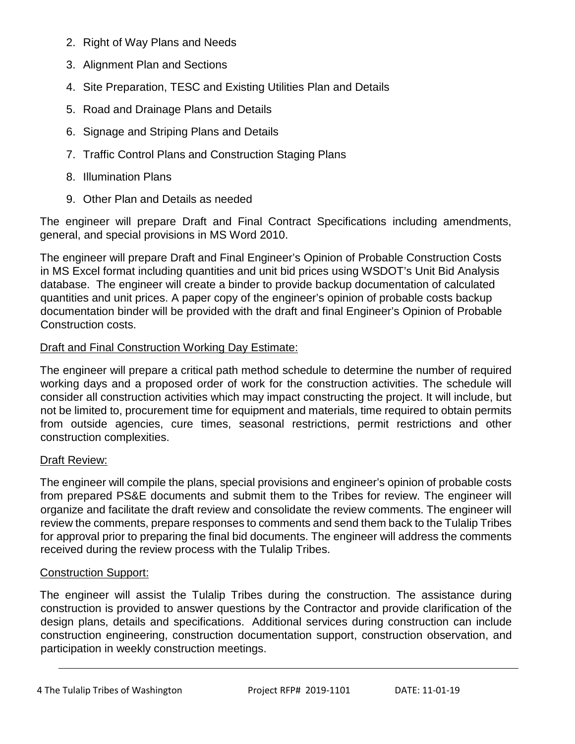2. Right of Way Plans and Needs
3. Alignment Plan and Sections
4. Site Preparation, TESC and Existing Utilities Plan and Details
5. Road and Drainage Plans and Details
6. Signage and Striping Plans and Details
7. Traffic Control Plans and Construction Staging Plans
8. Illumination Plans
9. Other Plan and Details as needed

The engineer will prepare Draft and Final Contract Specifications including amendments, general, and special provisions in MS Word 2010.

The engineer will prepare Draft and Final Engineer's Opinion of Probable Construction Costs in MS Excel format including quantities and unit bid prices using WSDOT's Unit Bid Analysis database. The engineer will create a binder to provide backup documentation of calculated quantities and unit prices. A paper copy of the engineer's opinion of probable costs backup documentation binder will be provided with the draft and final Engineer's Opinion of Probable Construction costs.

<u>Draft and Final Construction Working Day Estimate:</u>

The engineer will prepare a critical path method schedule to determine the number of required working days and a proposed order of work for the construction activities. The schedule will consider all construction activities which may impact constructing the project. It will include, but not be limited to, procurement time for equipment and materials, time required to obtain permits from outside agencies, cure times, seasonal restrictions, permit restrictions and other construction complexities.

<u>Draft Review:</u>

The engineer will compile the plans, special provisions and engineer's opinion of probable costs from prepared PS&E documents and submit them to the Tribes for review. The engineer will organize and facilitate the draft review and consolidate the review comments. The engineer will review the comments, prepare responses to comments and send them back to the Tulalip Tribes for approval prior to preparing the final bid documents. The engineer will address the comments received during the review process with the Tulalip Tribes.

<u>Construction Support:</u>

The engineer will assist the Tulalip Tribes during the construction. The assistance during construction is provided to answer questions by the Contractor and provide clarification of the design plans, details and specifications. Additional services during construction can include construction engineering, construction documentation support, construction observation, and participation in weekly construction meetings.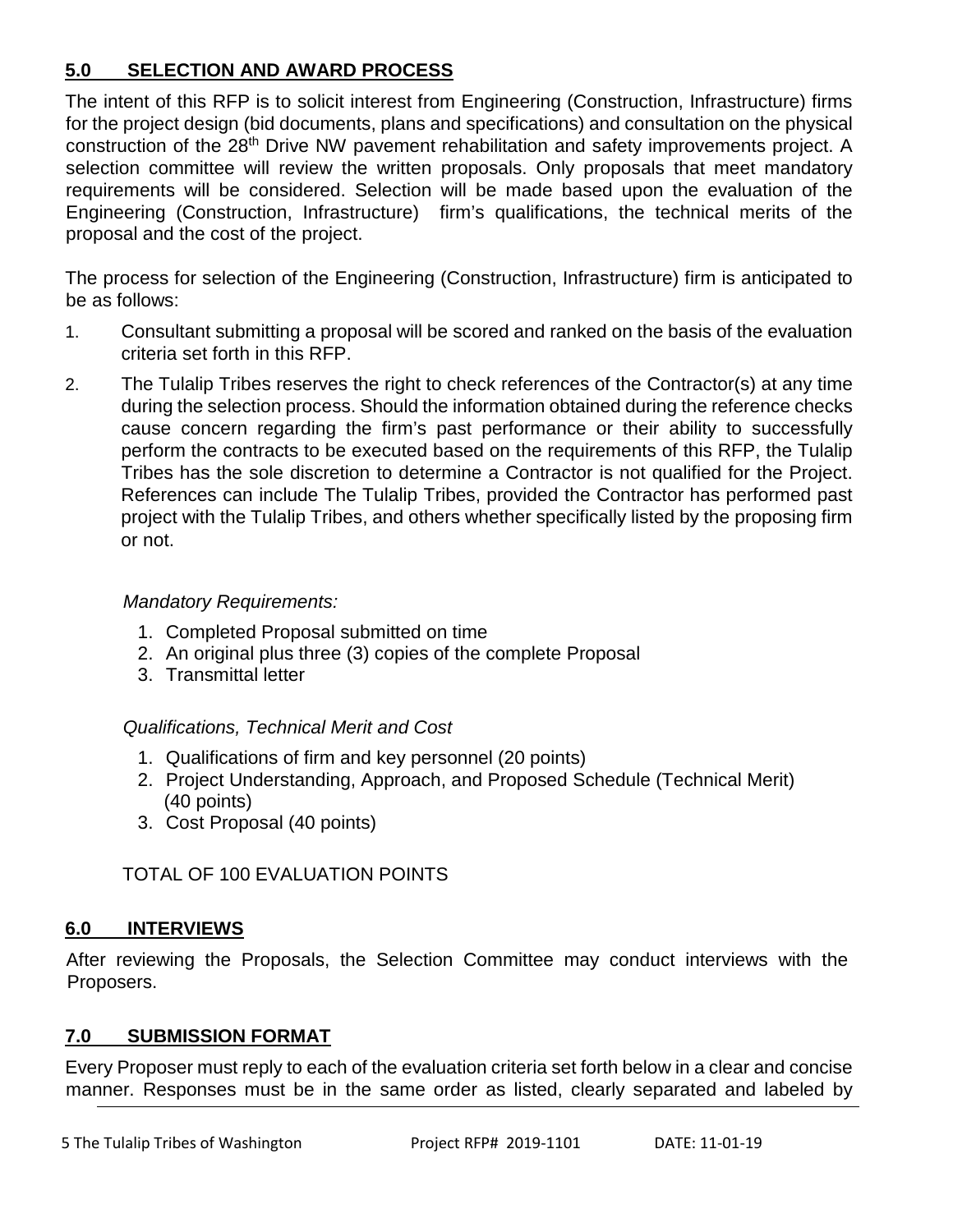## 5.0 SELECTION AND AWARD PROCESS

The intent of this RFP is to solicit interest from Engineering (Construction, Infrastructure) firms for the project design (bid documents, plans and specifications) and consultation on the physical construction of the 28th Drive NW pavement rehabilitation and safety improvements project. A selection committee will review the written proposals. Only proposals that meet mandatory requirements will be considered. Selection will be made based upon the evaluation of the Engineering (Construction, Infrastructure) firm's qualifications, the technical merits of the proposal and the cost of the project.

The process for selection of the Engineering (Construction, Infrastructure) firm is anticipated to be as follows:

1. Consultant submitting a proposal will be scored and ranked on the basis of the evaluation criteria set forth in this RFP.
2. The Tulalip Tribes reserves the right to check references of the Contractor(s) at any time during the selection process. Should the information obtained during the reference checks cause concern regarding the firm's past performance or their ability to successfully perform the contracts to be executed based on the requirements of this RFP, the Tulalip Tribes has the sole discretion to determine a Contractor is not qualified for the Project. References can include The Tulalip Tribes, provided the Contractor has performed past project with the Tulalip Tribes, and others whether specifically listed by the proposing firm or not.

*Mandatory Requirements:*

1. Completed Proposal submitted on time
2. An original plus three (3) copies of the complete Proposal
3. Transmittal letter

*Qualifications, Technical Merit and Cost*

1. Qualifications of firm and key personnel (20 points)
2. Project Understanding, Approach, and Proposed Schedule (Technical Merit) (40 points)
3. Cost Proposal (40 points)

TOTAL OF 100 EVALUATION POINTS

## 6.0 INTERVIEWS

After reviewing the Proposals, the Selection Committee may conduct interviews with the Proposers.

## 7.0 SUBMISSION FORMAT

Every Proposer must reply to each of the evaluation criteria set forth below in a clear and concise manner. Responses must be in the same order as listed, clearly separated and labeled by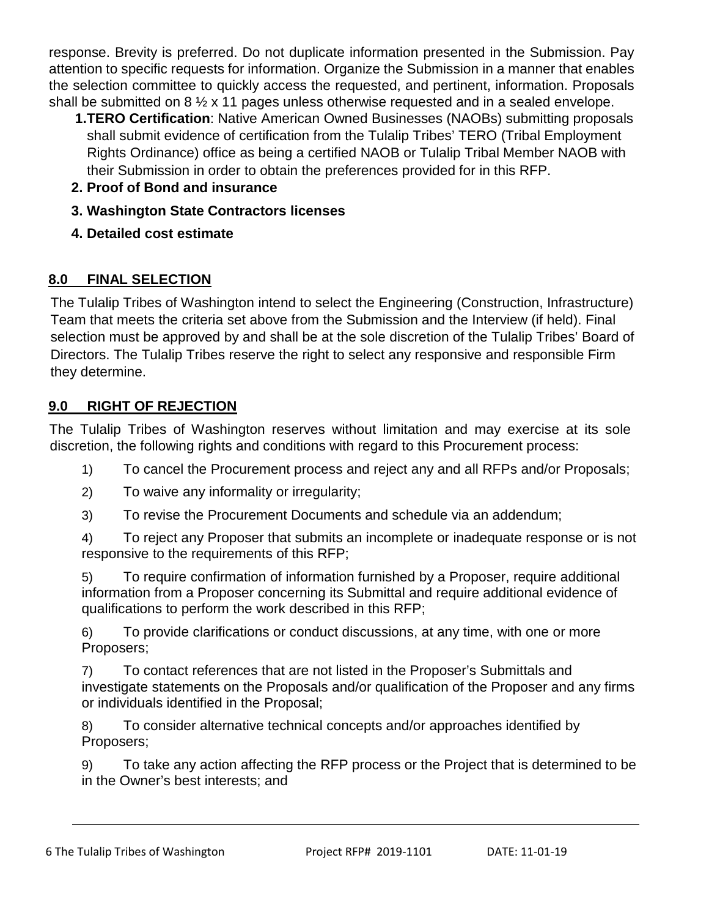response. Brevity is preferred. Do not duplicate information presented in the Submission. Pay attention to specific requests for information. Organize the Submission in a manner that enables the selection committee to quickly access the requested, and pertinent, information. Proposals shall be submitted on 8 ½ x 11 pages unless otherwise requested and in a sealed envelope.

1. **TERO Certification**: Native American Owned Businesses (NAOBs) submitting proposals shall submit evidence of certification from the Tulalip Tribes' TERO (Tribal Employment Rights Ordinance) office as being a certified NAOB or Tulalip Tribal Member NAOB with their Submission in order to obtain the preferences provided for in this RFP.
2. **Proof of Bond and insurance**
3. **Washington State Contractors licenses**
4. **Detailed cost estimate**

## 8.0 FINAL SELECTION

The Tulalip Tribes of Washington intend to select the Engineering (Construction, Infrastructure) Team that meets the criteria set above from the Submission and the Interview (if held). Final selection must be approved by and shall be at the sole discretion of the Tulalip Tribes' Board of Directors. The Tulalip Tribes reserve the right to select any responsive and responsible Firm they determine.

## 9.0 RIGHT OF REJECTION

The Tulalip Tribes of Washington reserves without limitation and may exercise at its sole discretion, the following rights and conditions with regard to this Procurement process:

1) To cancel the Procurement process and reject any and all RFPs and/or Proposals;

2) To waive any informality or irregularity;

3) To revise the Procurement Documents and schedule via an addendum;

4) To reject any Proposer that submits an incomplete or inadequate response or is not responsive to the requirements of this RFP;

5) To require confirmation of information furnished by a Proposer, require additional information from a Proposer concerning its Submittal and require additional evidence of qualifications to perform the work described in this RFP;

6) To provide clarifications or conduct discussions, at any time, with one or more Proposers;

7) To contact references that are not listed in the Proposer's Submittals and investigate statements on the Proposals and/or qualification of the Proposer and any firms or individuals identified in the Proposal;

8) To consider alternative technical concepts and/or approaches identified by Proposers;

9) To take any action affecting the RFP process or the Project that is determined to be in the Owner's best interests; and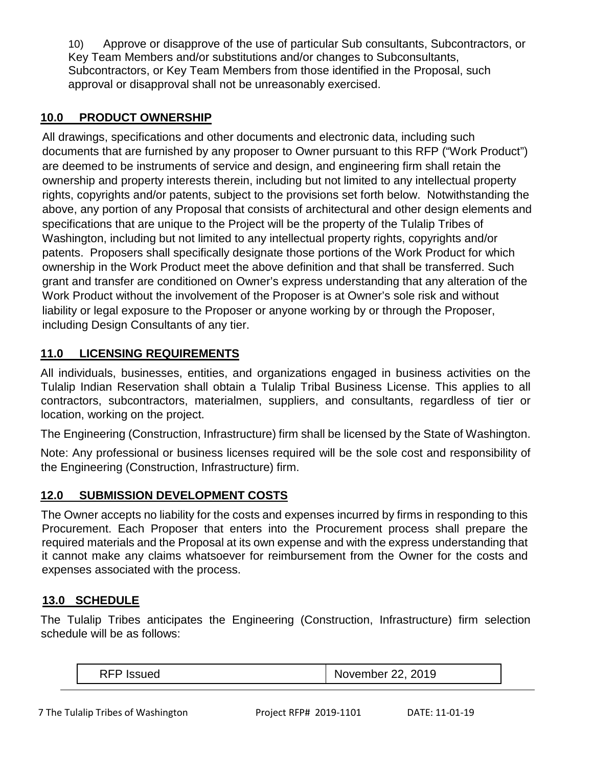10) Approve or disapprove of the use of particular Sub consultants, Subcontractors, or Key Team Members and/or substitutions and/or changes to Subconsultants, Subcontractors, or Key Team Members from those identified in the Proposal, such approval or disapproval shall not be unreasonably exercised.

## 10.0 PRODUCT OWNERSHIP

All drawings, specifications and other documents and electronic data, including such documents that are furnished by any proposer to Owner pursuant to this RFP ("Work Product") are deemed to be instruments of service and design, and engineering firm shall retain the ownership and property interests therein, including but not limited to any intellectual property rights, copyrights and/or patents, subject to the provisions set forth below. Notwithstanding the above, any portion of any Proposal that consists of architectural and other design elements and specifications that are unique to the Project will be the property of the Tulalip Tribes of Washington, including but not limited to any intellectual property rights, copyrights and/or patents. Proposers shall specifically designate those portions of the Work Product for which ownership in the Work Product meet the above definition and that shall be transferred. Such grant and transfer are conditioned on Owner's express understanding that any alteration of the Work Product without the involvement of the Proposer is at Owner's sole risk and without liability or legal exposure to the Proposer or anyone working by or through the Proposer, including Design Consultants of any tier.

## 11.0 LICENSING REQUIREMENTS

All individuals, businesses, entities, and organizations engaged in business activities on the Tulalip Indian Reservation shall obtain a Tulalip Tribal Business License. This applies to all contractors, subcontractors, materialmen, suppliers, and consultants, regardless of tier or location, working on the project.

The Engineering (Construction, Infrastructure) firm shall be licensed by the State of Washington.

Note: Any professional or business licenses required will be the sole cost and responsibility of the Engineering (Construction, Infrastructure) firm.

## 12.0 SUBMISSION DEVELOPMENT COSTS

The Owner accepts no liability for the costs and expenses incurred by firms in responding to this Procurement. Each Proposer that enters into the Procurement process shall prepare the required materials and the Proposal at its own expense and with the express understanding that it cannot make any claims whatsoever for reimbursement from the Owner for the costs and expenses associated with the process.

## 13.0 SCHEDULE

The Tulalip Tribes anticipates the Engineering (Construction, Infrastructure) firm selection schedule will be as follows:

| RFP Issued | November 22, 2019 |
|---|---|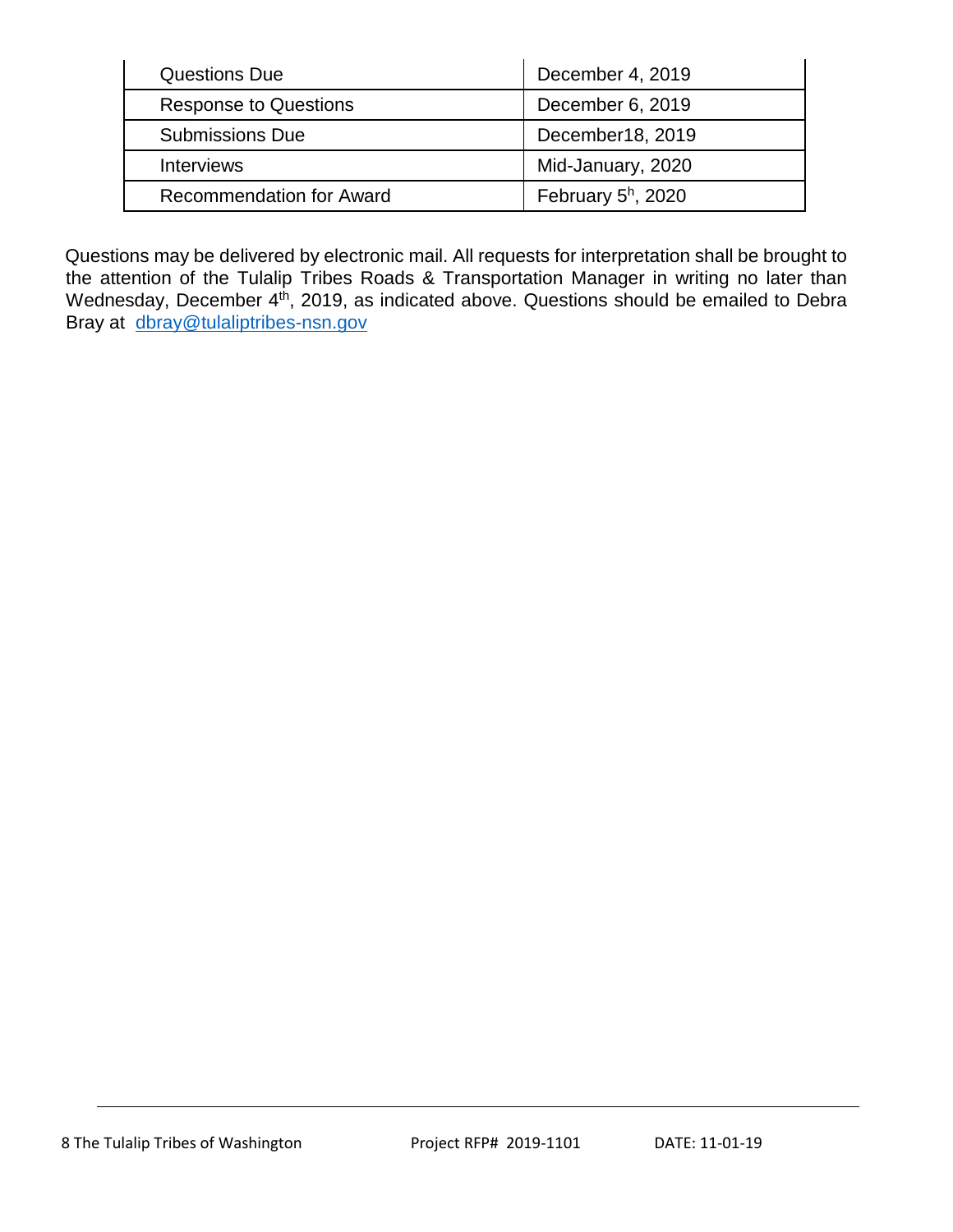| | |
|---|---|
| Questions Due | December 4, 2019 |
| Response to Questions | December 6, 2019 |
| Submissions Due | December18, 2019 |
| Interviews | Mid-January, 2020 |
| Recommendation for Award | February 5[h], 2020 |

Questions may be delivered by electronic mail. All requests for interpretation shall be brought to the attention of the Tulalip Tribes Roads & Transportation Manager in writing no later than Wednesday, December 4[th], 2019, as indicated above. Questions should be emailed to Debra Bray at dbray@tulaliptribes-nsn.gov